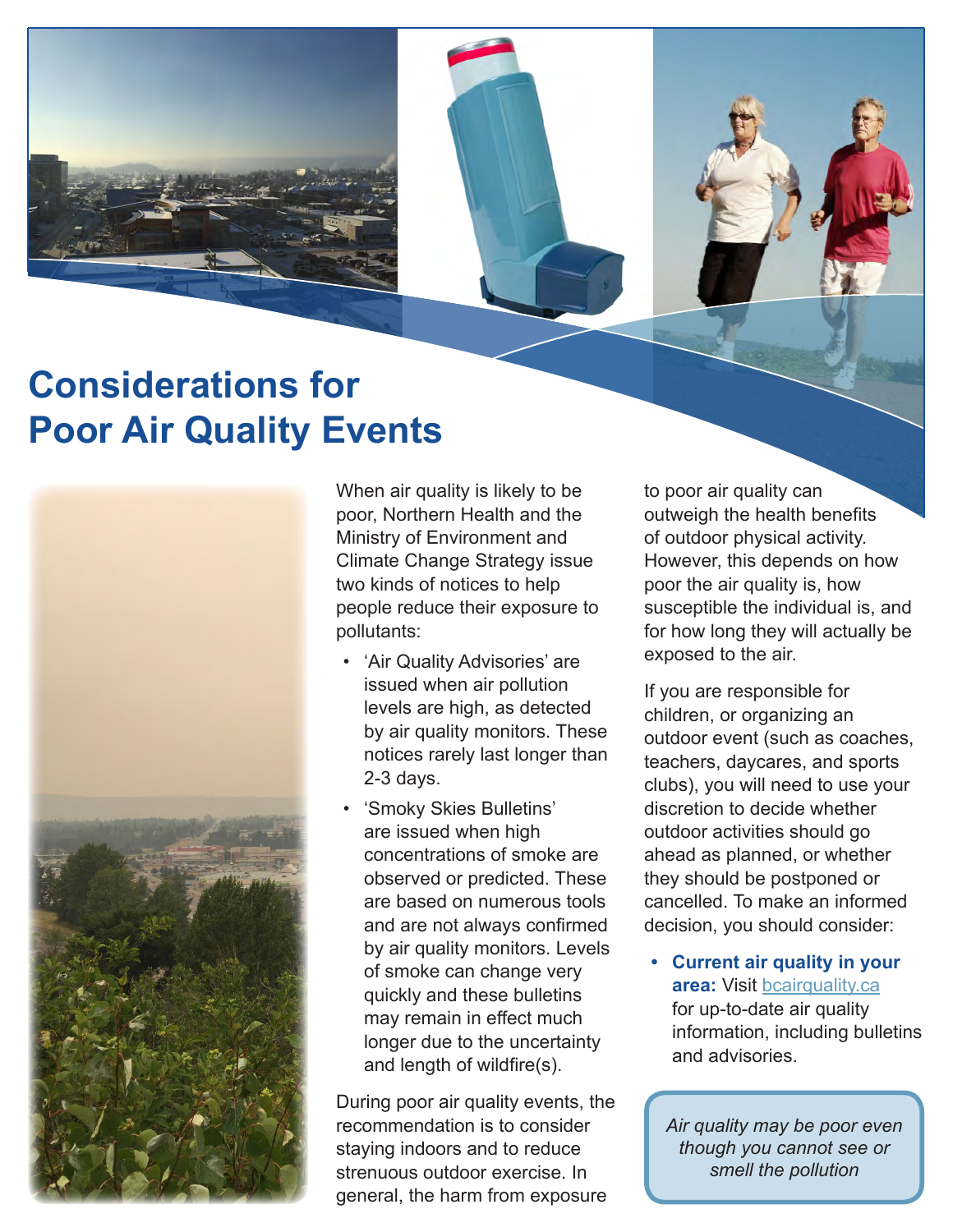# Considerations for Poor Air Quality Events

When air quality is likely to be poor, Northern Health and the Ministry of Environment and Climate Change Strategy issue two kinds of notices to help people reduce their exposure to pollutants:

- 'Air Quality Advisories' are issued when air pollution levels are high, as detected by air quality monitors. These notices rarely last longer than 2-3 days.
- 'Smoky Skies Bulletins' are issued when high concentrations of smoke are observed or predicted. These are based on numerous tools and are not always confirmed by air quality monitors. Levels of smoke can change very quickly and these bulletins may remain in effect much longer due to the uncertainty and length of wildfire(s).

During poor air quality events, the recommendation is to consider staying indoors and to reduce strenuous outdoor exercise. In general, the harm from exposure to poor air quality can outweigh the health benefits of outdoor physical activity. However, this depends on how poor the air quality is, how susceptible the individual is, and for how long they will actually be exposed to the air.

If you are responsible for children, or organizing an outdoor event (such as coaches, teachers, daycares, and sports clubs), you will need to use your discretion to decide whether outdoor activities should go ahead as planned, or whether they should be postponed or cancelled. To make an informed decision, you should consider:

- **Current air quality in your area:** Visit bcairquality.ca for up-to-date air quality information, including bulletins and advisories.

*Air quality may be poor even though you cannot see or smell the pollution*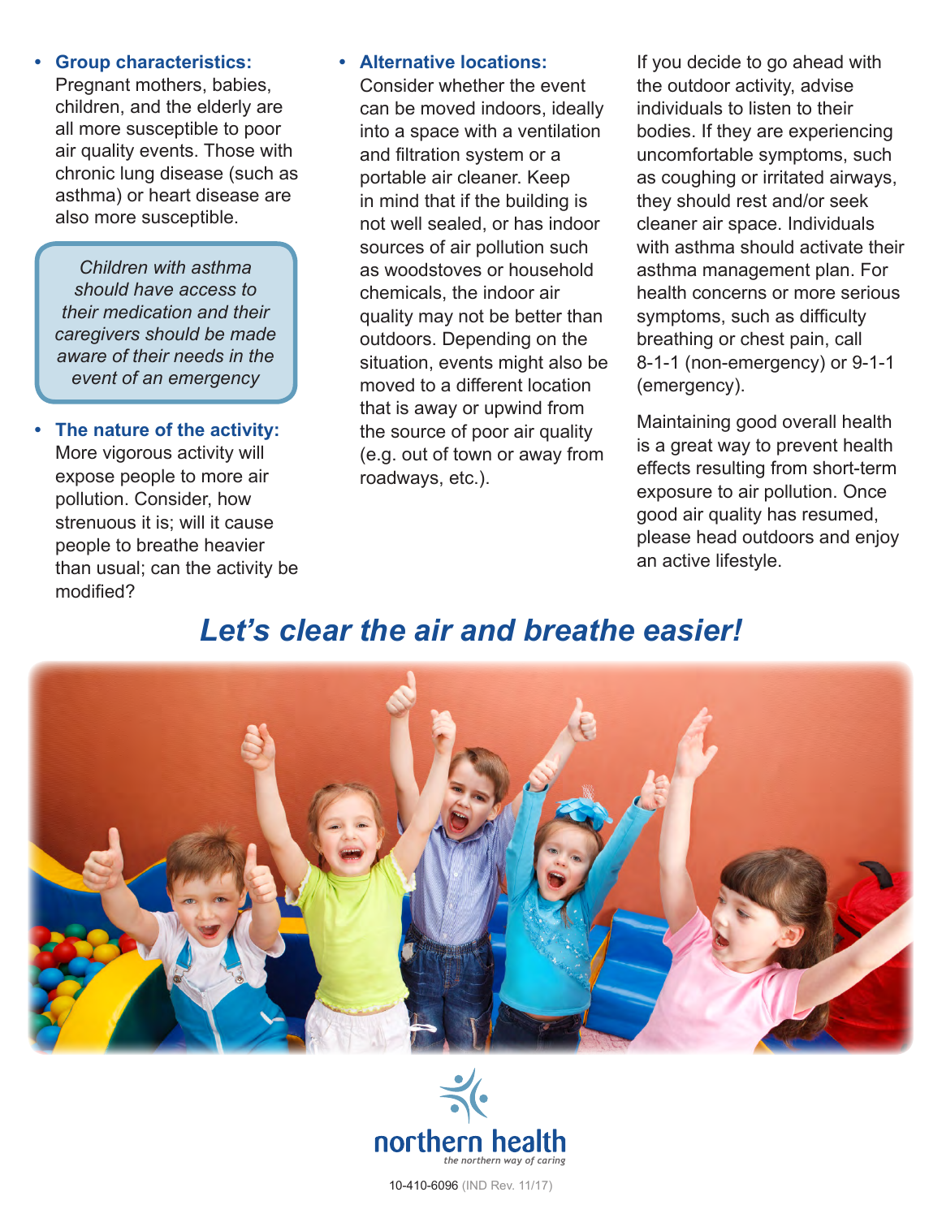- **Group characteristics:** Pregnant mothers, babies, children, and the elderly are all more susceptible to poor air quality events. Those with chronic lung disease (such as asthma) or heart disease are also more susceptible.

*Children with asthma should have access to their medication and their caregivers should be made aware of their needs in the event of an emergency*

- **The nature of the activity:** More vigorous activity will expose people to more air pollution. Consider, how strenuous it is; will it cause people to breathe heavier than usual; can the activity be modified?

- **Alternative locations:** Consider whether the event can be moved indoors, ideally into a space with a ventilation and filtration system or a portable air cleaner. Keep in mind that if the building is not well sealed, or has indoor sources of air pollution such as woodstoves or household chemicals, the indoor air quality may not be better than outdoors. Depending on the situation, events might also be moved to a different location that is away or upwind from the source of poor air quality (e.g. out of town or away from roadways, etc.).

If you decide to go ahead with the outdoor activity, advise individuals to listen to their bodies. If they are experiencing uncomfortable symptoms, such as coughing or irritated airways, they should rest and/or seek cleaner air space. Individuals with asthma should activate their asthma management plan. For health concerns or more serious symptoms, such as difficulty breathing or chest pain, call 8-1-1 (non-emergency) or 9-1-1 (emergency).

Maintaining good overall health is a great way to prevent health effects resulting from short-term exposure to air pollution. Once good air quality has resumed, please head outdoors and enjoy an active lifestyle.

## *Let's clear the air and breathe easier!*

northern health
*the northern way of caring*

10-410-6096 (IND Rev. 11/17)